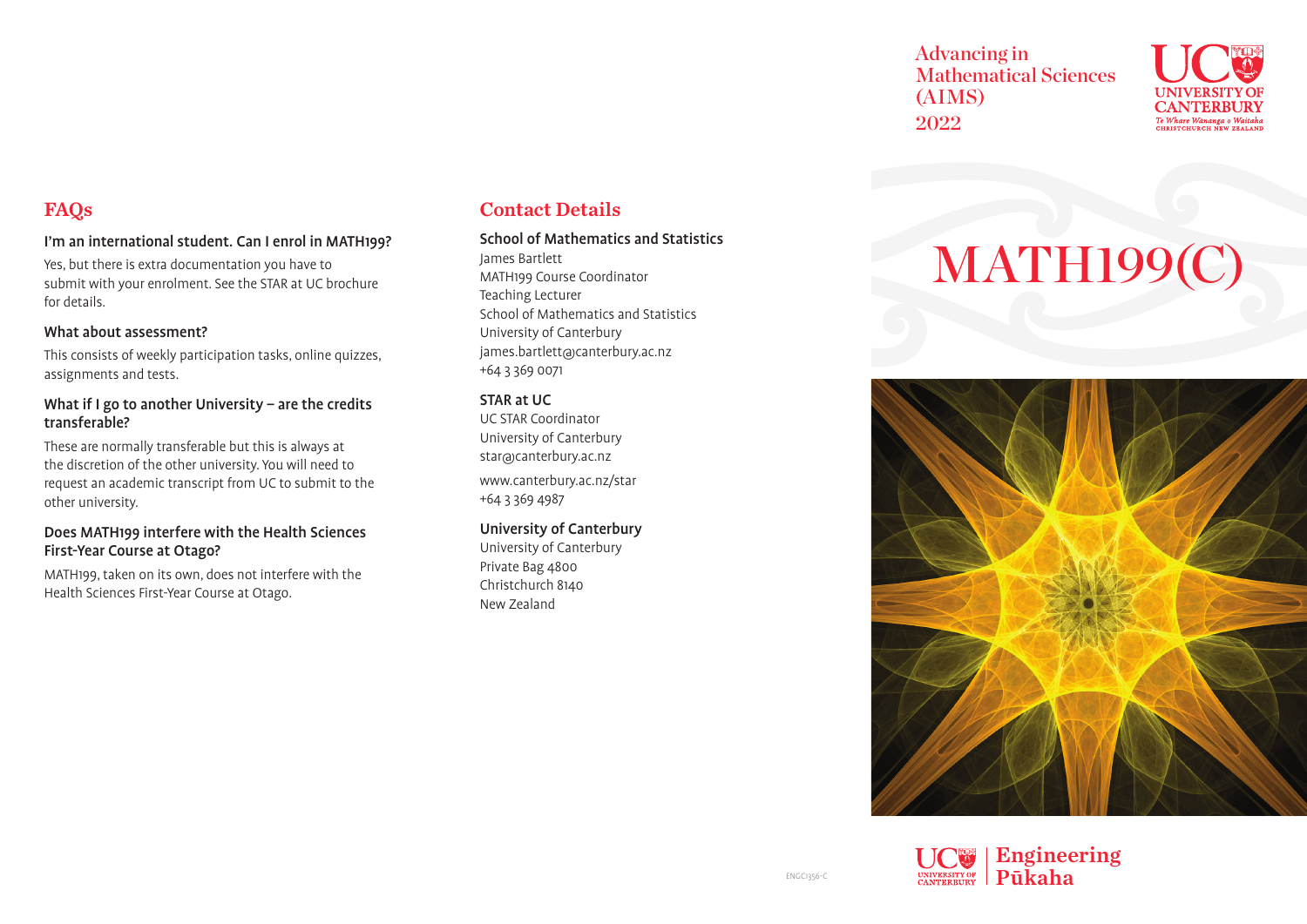Advancing in Mathematical Sciences (AIMS) 2022

# MATH199(C)

## FAQs

### I'm an international student. Can I enrol in MATH199?

Yes, but there is extra documentation you have to submit with your enrolment. See the STAR at UC brochure for details.

### What about assessment?

This consists of weekly participation tasks, online quizzes, assignments and tests.

### What if I go to another University – are the credits transferable?

These are normally transferable but this is always at the discretion of the other university. You will need to request an academic transcript from UC to submit to the other university.

### Does MATH199 interfere with the Health Sciences First-Year Course at Otago?

MATH199, taken on its own, does not interfere with the Health Sciences First-Year Course at Otago.

## Contact Details

### School of Mathematics and Statistics

James Bartlett
MATH199 Course Coordinator
Teaching Lecturer
School of Mathematics and Statistics
University of Canterbury
james.bartlett@canterbury.ac.nz
+64 3 369 0071

### STAR at UC

UC STAR Coordinator
University of Canterbury
star@canterbury.ac.nz

www.canterbury.ac.nz/star
+64 3 369 4987

### University of Canterbury

University of Canterbury
Private Bag 4800
Christchurch 8140
New Zealand

ENGC1356-C

Engineering
Pūkaha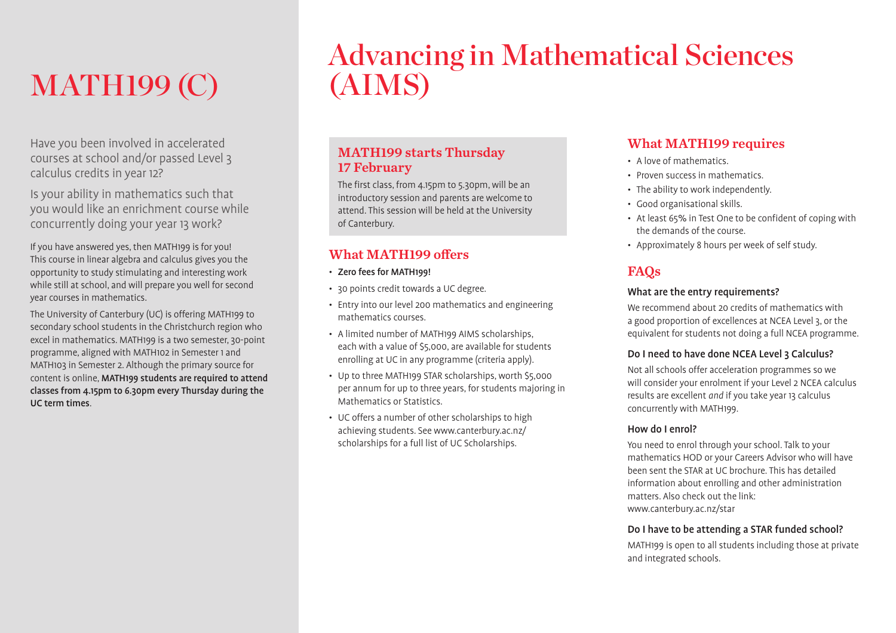# MATH199 (C)

Have you been involved in accelerated courses at school and/or passed Level 3 calculus credits in year 12?

Is your ability in mathematics such that you would like an enrichment course while concurrently doing your year 13 work?

If you have answered yes, then MATH199 is for you! This course in linear algebra and calculus gives you the opportunity to study stimulating and interesting work while still at school, and will prepare you well for second year courses in mathematics.

The University of Canterbury (UC) is offering MATH199 to secondary school students in the Christchurch region who excel in mathematics. MATH199 is a two semester, 30-point programme, aligned with MATH102 in Semester 1 and MATH103 in Semester 2. Although the primary source for content is online, **MATH199 students are required to attend classes from 4.15pm to 6.30pm every Thursday during the UC term times**.

# Advancing in Mathematical Sciences (AIMS)

## MATH199 starts Thursday 17 February

The first class, from 4.15pm to 5.30pm, will be an introductory session and parents are welcome to attend. This session will be held at the University of Canterbury.

## What MATH199 offers

- **Zero fees for MATH199!**
- 30 points credit towards a UC degree.
- Entry into our level 200 mathematics and engineering mathematics courses.
- A limited number of MATH199 AIMS scholarships, each with a value of $5,000, are available for students enrolling at UC in any programme (criteria apply).
- Up to three MATH199 STAR scholarships, worth $5,000 per annum for up to three years, for students majoring in Mathematics or Statistics.
- UC offers a number of other scholarships to high achieving students. See www.canterbury.ac.nz/scholarships for a full list of UC Scholarships.

## What MATH199 requires

- A love of mathematics.
- Proven success in mathematics.
- The ability to work independently.
- Good organisational skills.
- At least 65% in Test One to be confident of coping with the demands of the course.
- Approximately 8 hours per week of self study.

## FAQs

### What are the entry requirements?

We recommend about 20 credits of mathematics with a good proportion of excellences at NCEA Level 3, or the equivalent for students not doing a full NCEA programme.

### Do I need to have done NCEA Level 3 Calculus?

Not all schools offer acceleration programmes so we will consider your enrolment if your Level 2 NCEA calculus results are excellent *and* if you take year 13 calculus concurrently with MATH199.

### How do I enrol?

You need to enrol through your school. Talk to your mathematics HOD or your Careers Advisor who will have been sent the STAR at UC brochure. This has detailed information about enrolling and other administration matters. Also check out the link: www.canterbury.ac.nz/star

### Do I have to be attending a STAR funded school?

MATH199 is open to all students including those at private and integrated schools.